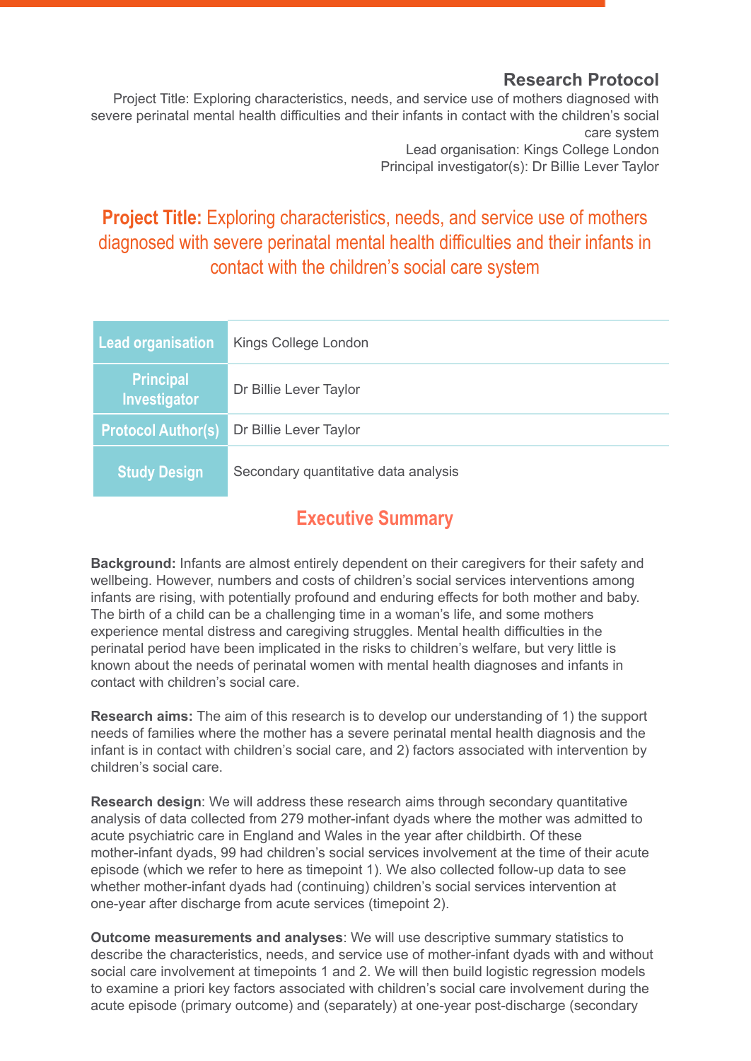## Research Protocol

Project Title: Exploring characteristics, needs, and service use of mothers diagnosed with severe perinatal mental health difficulties and their infants in contact with the children's social care system

Lead organisation: Kings College London

Principal investigator(s): Dr Billie Lever Taylor

# Project Title: Exploring characteristics, needs, and service use of mothers diagnosed with severe perinatal mental health difficulties and their infants in contact with the children's social care system

| | |
|---|---|
| **Lead organisation** | Kings College London |
| **Principal Investigator** | Dr Billie Lever Taylor |
| **Protocol Author(s)** | Dr Billie Lever Taylor |
| **Study Design** | Secondary quantitative data analysis |

## Executive Summary

**Background:** Infants are almost entirely dependent on their caregivers for their safety and wellbeing. However, numbers and costs of children's social services interventions among infants are rising, with potentially profound and enduring effects for both mother and baby. The birth of a child can be a challenging time in a woman's life, and some mothers experience mental distress and caregiving struggles. Mental health difficulties in the perinatal period have been implicated in the risks to children's welfare, but very little is known about the needs of perinatal women with mental health diagnoses and infants in contact with children's social care.

**Research aims:** The aim of this research is to develop our understanding of 1) the support needs of families where the mother has a severe perinatal mental health diagnosis and the infant is in contact with children's social care, and 2) factors associated with intervention by children's social care.

**Research design**: We will address these research aims through secondary quantitative analysis of data collected from 279 mother-infant dyads where the mother was admitted to acute psychiatric care in England and Wales in the year after childbirth. Of these mother-infant dyads, 99 had children's social services involvement at the time of their acute episode (which we refer to here as timepoint 1). We also collected follow-up data to see whether mother-infant dyads had (continuing) children's social services intervention at one-year after discharge from acute services (timepoint 2).

**Outcome measurements and analyses**: We will use descriptive summary statistics to describe the characteristics, needs, and service use of mother-infant dyads with and without social care involvement at timepoints 1 and 2. We will then build logistic regression models to examine a priori key factors associated with children's social care involvement during the acute episode (primary outcome) and (separately) at one-year post-discharge (secondary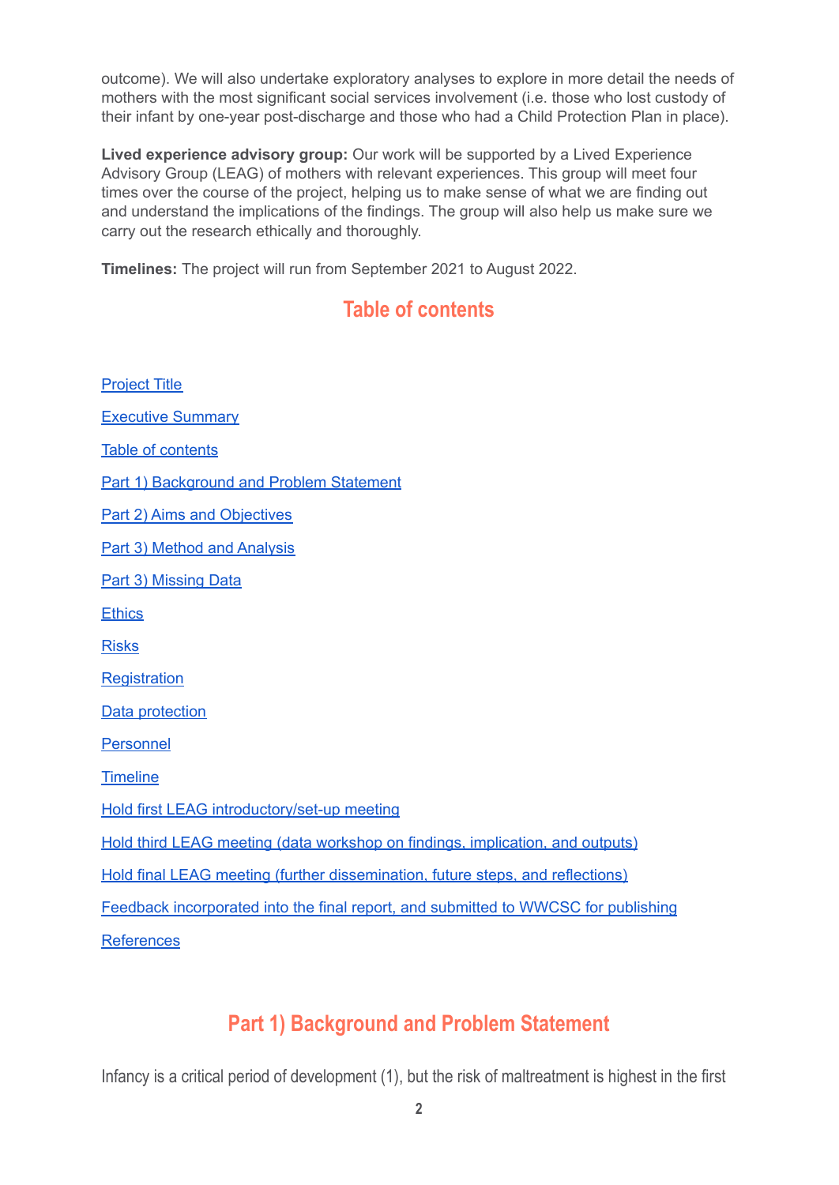outcome). We will also undertake exploratory analyses to explore in more detail the needs of mothers with the most significant social services involvement (i.e. those who lost custody of their infant by one-year post-discharge and those who had a Child Protection Plan in place).

**Lived experience advisory group:** Our work will be supported by a Lived Experience Advisory Group (LEAG) of mothers with relevant experiences. This group will meet four times over the course of the project, helping us to make sense of what we are finding out and understand the implications of the findings. The group will also help us make sure we carry out the research ethically and thoroughly.

**Timelines:** The project will run from September 2021 to August 2022.

## Table of contents

Project Title

Executive Summary

Table of contents

Part 1) Background and Problem Statement

Part 2) Aims and Objectives

Part 3) Method and Analysis

Part 3) Missing Data

Ethics

Risks

Registration

Data protection

Personnel

Timeline

Hold first LEAG introductory/set-up meeting

Hold third LEAG meeting (data workshop on findings, implication, and outputs)

Hold final LEAG meeting (further dissemination, future steps, and reflections)

Feedback incorporated into the final report, and submitted to WWCSC for publishing

References

## Part 1) Background and Problem Statement

Infancy is a critical period of development (1), but the risk of maltreatment is highest in the first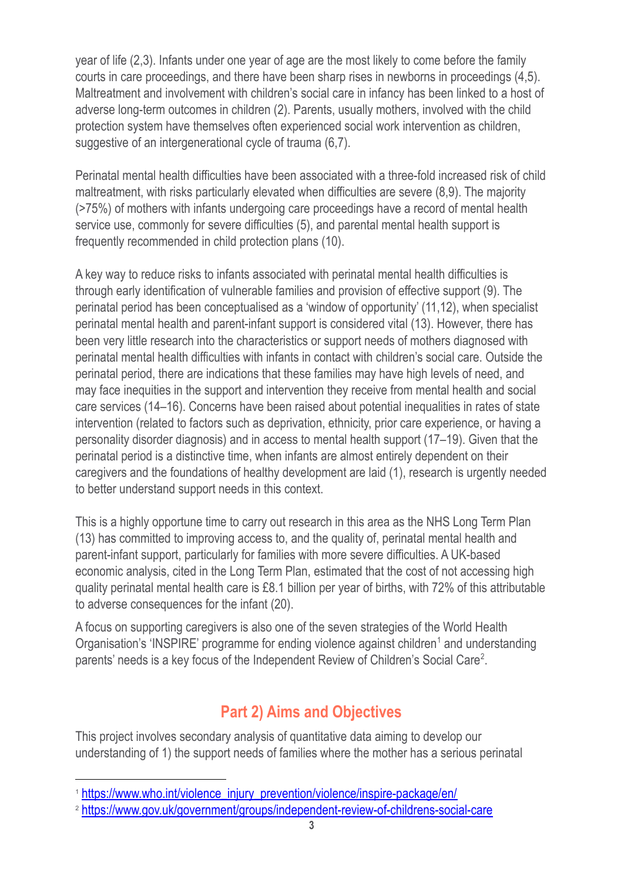year of life (2,3). Infants under one year of age are the most likely to come before the family courts in care proceedings, and there have been sharp rises in newborns in proceedings (4,5). Maltreatment and involvement with children's social care in infancy has been linked to a host of adverse long-term outcomes in children (2). Parents, usually mothers, involved with the child protection system have themselves often experienced social work intervention as children, suggestive of an intergenerational cycle of trauma (6,7).

Perinatal mental health difficulties have been associated with a three-fold increased risk of child maltreatment, with risks particularly elevated when difficulties are severe (8,9). The majority (>75%) of mothers with infants undergoing care proceedings have a record of mental health service use, commonly for severe difficulties (5), and parental mental health support is frequently recommended in child protection plans (10).

A key way to reduce risks to infants associated with perinatal mental health difficulties is through early identification of vulnerable families and provision of effective support (9). The perinatal period has been conceptualised as a 'window of opportunity' (11,12), when specialist perinatal mental health and parent-infant support is considered vital (13). However, there has been very little research into the characteristics or support needs of mothers diagnosed with perinatal mental health difficulties with infants in contact with children's social care. Outside the perinatal period, there are indications that these families may have high levels of need, and may face inequities in the support and intervention they receive from mental health and social care services (14–16). Concerns have been raised about potential inequalities in rates of state intervention (related to factors such as deprivation, ethnicity, prior care experience, or having a personality disorder diagnosis) and in access to mental health support (17–19). Given that the perinatal period is a distinctive time, when infants are almost entirely dependent on their caregivers and the foundations of healthy development are laid (1), research is urgently needed to better understand support needs in this context.

This is a highly opportune time to carry out research in this area as the NHS Long Term Plan (13) has committed to improving access to, and the quality of, perinatal mental health and parent-infant support, particularly for families with more severe difficulties. A UK-based economic analysis, cited in the Long Term Plan, estimated that the cost of not accessing high quality perinatal mental health care is £8.1 billion per year of births, with 72% of this attributable to adverse consequences for the infant (20).

A focus on supporting caregivers is also one of the seven strategies of the World Health Organisation's 'INSPIRE' programme for ending violence against children[1] and understanding parents' needs is a key focus of the Independent Review of Children's Social Care[2].

## Part 2) Aims and Objectives

This project involves secondary analysis of quantitative data aiming to develop our understanding of 1) the support needs of families where the mother has a serious perinatal

[1] https://www.who.int/violence_injury_prevention/violence/inspire-package/en/

[2] https://www.gov.uk/government/groups/independent-review-of-childrens-social-care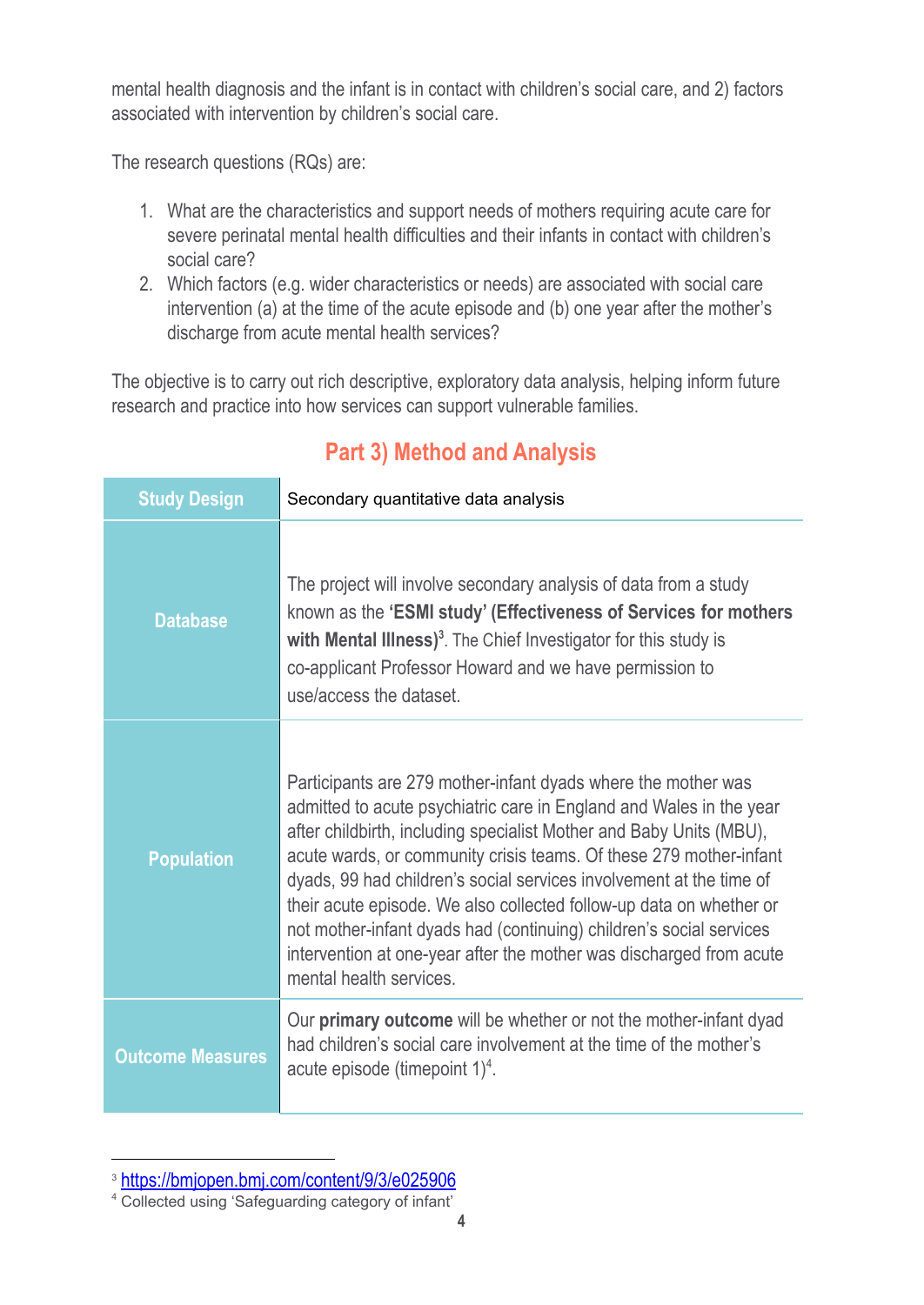mental health diagnosis and the infant is in contact with children's social care, and 2) factors associated with intervention by children's social care.

The research questions (RQs) are:

1. What are the characteristics and support needs of mothers requiring acute care for severe perinatal mental health difficulties and their infants in contact with children's social care?
2. Which factors (e.g. wider characteristics or needs) are associated with social care intervention (a) at the time of the acute episode and (b) one year after the mother's discharge from acute mental health services?

The objective is to carry out rich descriptive, exploratory data analysis, helping inform future research and practice into how services can support vulnerable families.

## Part 3) Method and Analysis

| **Study Design** | Secondary quantitative data analysis |
|---|---|
| **Database** | The project will involve secondary analysis of data from a study known as the **'ESMI study' (Effectiveness of Services for mothers with Mental Illness)**[3]. The Chief Investigator for this study is co-applicant Professor Howard and we have permission to use/access the dataset. |
| **Population** | Participants are 279 mother-infant dyads where the mother was admitted to acute psychiatric care in England and Wales in the year after childbirth, including specialist Mother and Baby Units (MBU), acute wards, or community crisis teams. Of these 279 mother-infant dyads, 99 had children's social services involvement at the time of their acute episode. We also collected follow-up data on whether or not mother-infant dyads had (continuing) children's social services intervention at one-year after the mother was discharged from acute mental health services. |
| **Outcome Measures** | Our **primary outcome** will be whether or not the mother-infant dyad had children's social care involvement at the time of the mother's acute episode (timepoint 1)[4]. |

[3] https://bmjopen.bmj.com/content/9/3/e025906

[4] Collected using 'Safeguarding category of infant'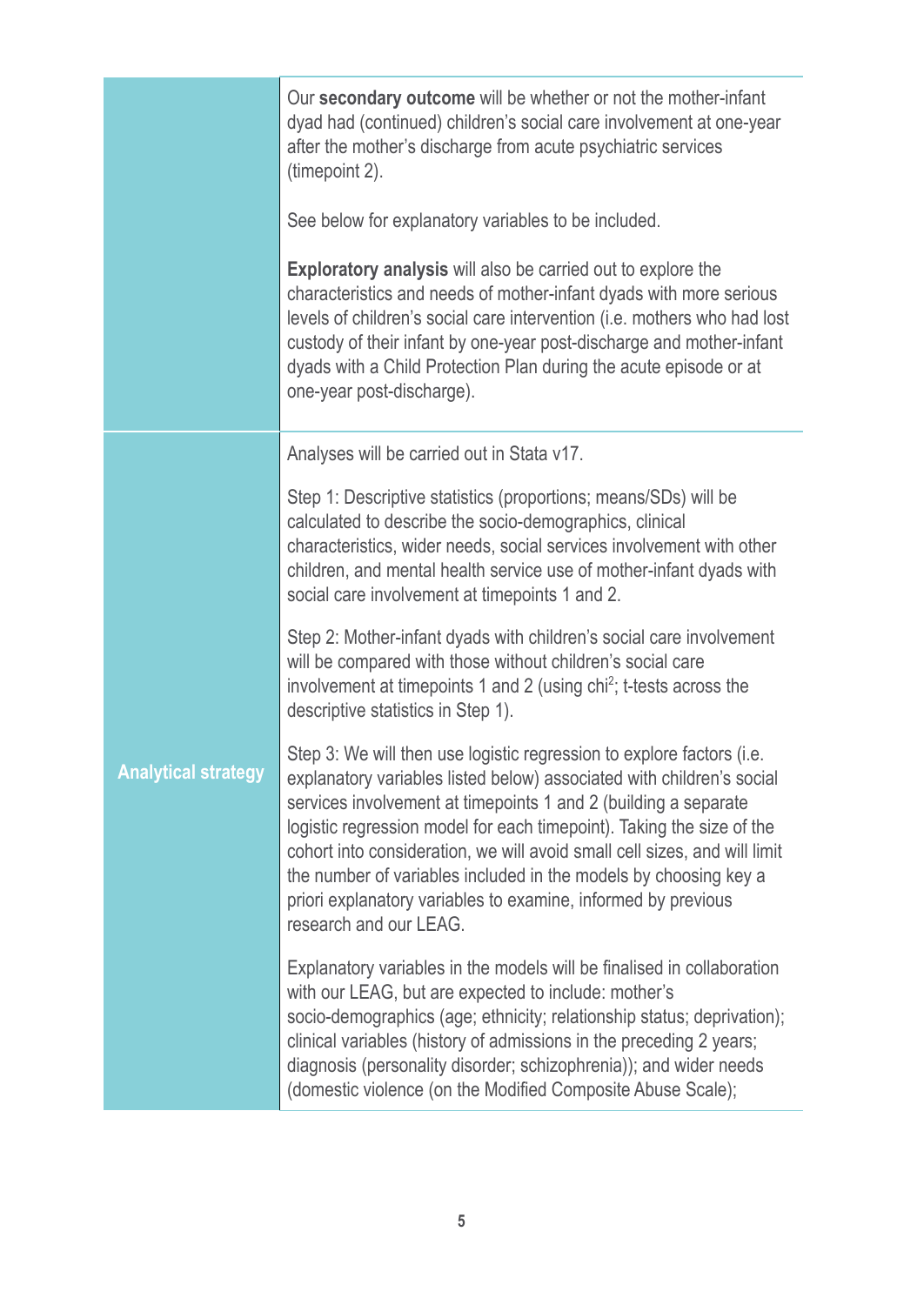| | |
|---|---|
| | Our **secondary outcome** will be whether or not the mother-infant dyad had (continued) children's social care involvement at one-year after the mother's discharge from acute psychiatric services (timepoint 2).<br><br>See below for explanatory variables to be included.<br><br>**Exploratory analysis** will also be carried out to explore the characteristics and needs of mother-infant dyads with more serious levels of children's social care intervention (i.e. mothers who had lost custody of their infant by one-year post-discharge and mother-infant dyads with a Child Protection Plan during the acute episode or at one-year post-discharge). |
| **Analytical strategy** | Analyses will be carried out in Stata v17.<br><br>Step 1: Descriptive statistics (proportions; means/SDs) will be calculated to describe the socio-demographics, clinical characteristics, wider needs, social services involvement with other children, and mental health service use of mother-infant dyads with social care involvement at timepoints 1 and 2.<br><br>Step 2: Mother-infant dyads with children's social care involvement will be compared with those without children's social care involvement at timepoints 1 and 2 (using $chi^2$; t-tests across the descriptive statistics in Step 1).<br><br>Step 3: We will then use logistic regression to explore factors (i.e. explanatory variables listed below) associated with children's social services involvement at timepoints 1 and 2 (building a separate logistic regression model for each timepoint). Taking the size of the cohort into consideration, we will avoid small cell sizes, and will limit the number of variables included in the models by choosing key a priori explanatory variables to examine, informed by previous research and our LEAG.<br><br>Explanatory variables in the models will be finalised in collaboration with our LEAG, but are expected to include: mother's socio-demographics (age; ethnicity; relationship status; deprivation); clinical variables (history of admissions in the preceding 2 years; diagnosis (personality disorder; schizophrenia)); and wider needs (domestic violence (on the Modified Composite Abuse Scale); |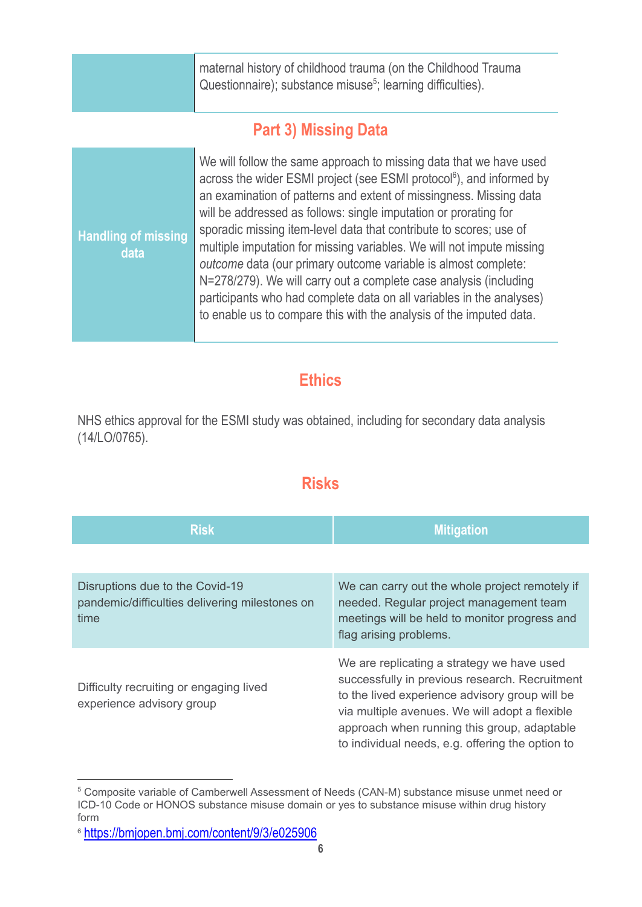| | |
|---|---|
| | maternal history of childhood trauma (on the Childhood Trauma Questionnaire); substance misuse[5]; learning difficulties). |

## Part 3) Missing Data

| | |
|---|---|
| **Handling of missing data** | We will follow the same approach to missing data that we have used across the wider ESMI project (see ESMI protocol[6]), and informed by an examination of patterns and extent of missingness. Missing data will be addressed as follows: single imputation or prorating for sporadic missing item-level data that contribute to scores; use of multiple imputation for missing variables. We will not impute missing *outcome* data (our primary outcome variable is almost complete: N=278/279). We will carry out a complete case analysis (including participants who had complete data on all variables in the analyses) to enable us to compare this with the analysis of the imputed data. |

## Ethics

NHS ethics approval for the ESMI study was obtained, including for secondary data analysis (14/LO/0765).

## Risks

| Risk | Mitigation |
|---|---|
| Disruptions due to the Covid-19 pandemic/difficulties delivering milestones on time | We can carry out the whole project remotely if needed. Regular project management team meetings will be held to monitor progress and flag arising problems. |
| Difficulty recruiting or engaging lived experience advisory group | We are replicating a strategy we have used successfully in previous research. Recruitment to the lived experience advisory group will be via multiple avenues. We will adopt a flexible approach when running this group, adaptable to individual needs, e.g. offering the option to |

[5] Composite variable of Camberwell Assessment of Needs (CAN-M) substance misuse unmet need or ICD-10 Code or HONOS substance misuse domain or yes to substance misuse within drug history form

[6] https://bmjopen.bmj.com/content/9/3/e025906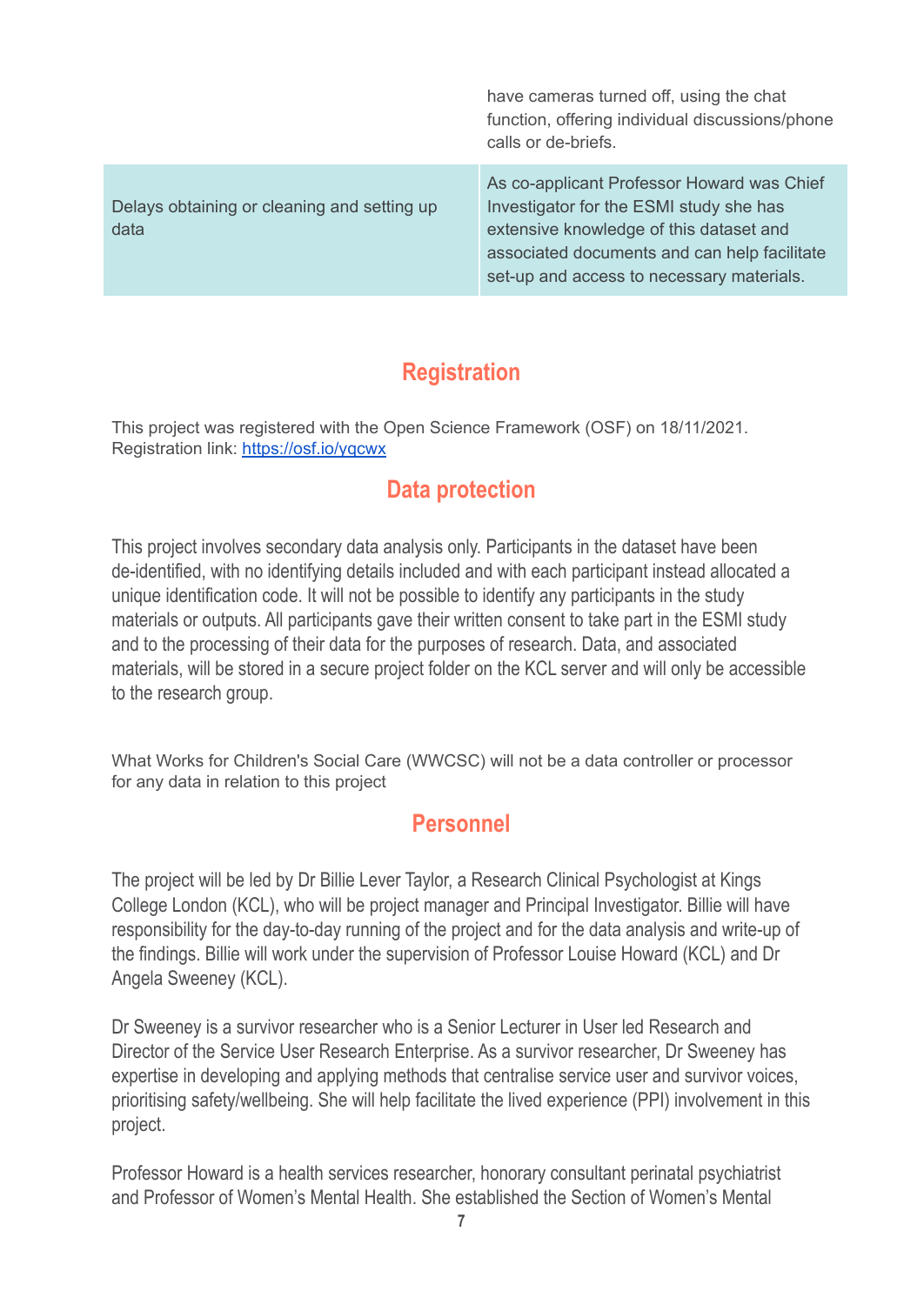| | |
|---|---|
| | have cameras turned off, using the chat function, offering individual discussions/phone calls or de-briefs. |
| Delays obtaining or cleaning and setting up data | As co-applicant Professor Howard was Chief Investigator for the ESMI study she has extensive knowledge of this dataset and associated documents and can help facilitate set-up and access to necessary materials. |

## Registration

This project was registered with the Open Science Framework (OSF) on 18/11/2021.
Registration link: [https://osf.io/yqcwx](https://osf.io/yqcwx)

## Data protection

This project involves secondary data analysis only. Participants in the dataset have been de-identified, with no identifying details included and with each participant instead allocated a unique identification code. It will not be possible to identify any participants in the study materials or outputs. All participants gave their written consent to take part in the ESMI study and to the processing of their data for the purposes of research. Data, and associated materials, will be stored in a secure project folder on the KCL server and will only be accessible to the research group.

What Works for Children's Social Care (WWCSC) will not be a data controller or processor for any data in relation to this project

## Personnel

The project will be led by Dr Billie Lever Taylor, a Research Clinical Psychologist at Kings College London (KCL), who will be project manager and Principal Investigator. Billie will have responsibility for the day-to-day running of the project and for the data analysis and write-up of the findings. Billie will work under the supervision of Professor Louise Howard (KCL) and Dr Angela Sweeney (KCL).

Dr Sweeney is a survivor researcher who is a Senior Lecturer in User led Research and Director of the Service User Research Enterprise. As a survivor researcher, Dr Sweeney has expertise in developing and applying methods that centralise service user and survivor voices, prioritising safety/wellbeing. She will help facilitate the lived experience (PPI) involvement in this project.

Professor Howard is a health services researcher, honorary consultant perinatal psychiatrist and Professor of Women's Mental Health. She established the Section of Women's Mental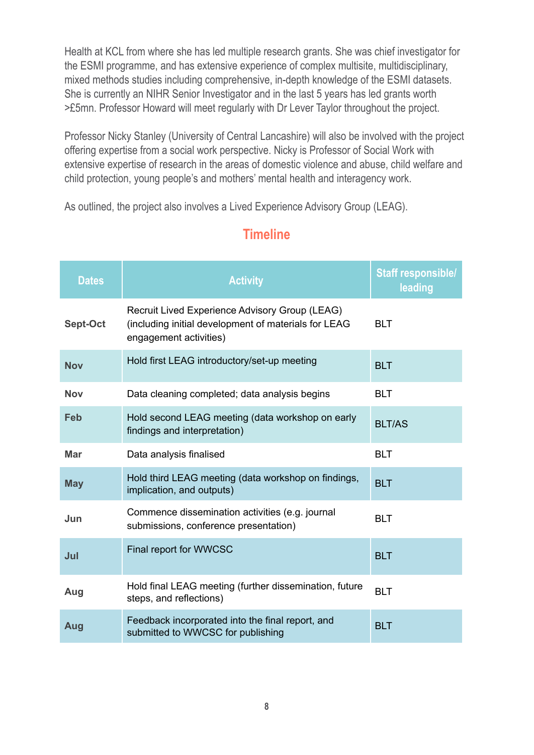Health at KCL from where she has led multiple research grants. She was chief investigator for the ESMI programme, and has extensive experience of complex multisite, multidisciplinary, mixed methods studies including comprehensive, in-depth knowledge of the ESMI datasets. She is currently an NIHR Senior Investigator and in the last 5 years has led grants worth >£5mn. Professor Howard will meet regularly with Dr Lever Taylor throughout the project.

Professor Nicky Stanley (University of Central Lancashire) will also be involved with the project offering expertise from a social work perspective. Nicky is Professor of Social Work with extensive expertise of research in the areas of domestic violence and abuse, child welfare and child protection, young people's and mothers' mental health and interagency work.

As outlined, the project also involves a Lived Experience Advisory Group (LEAG).

## Timeline

| Dates | Activity | Staff responsible/ leading |
|---|---|---|
| **Sept-Oct** | Recruit Lived Experience Advisory Group (LEAG) (including initial development of materials for LEAG engagement activities) | BLT |
| **Nov** | Hold first LEAG introductory/set-up meeting | BLT |
| **Nov** | Data cleaning completed; data analysis begins | BLT |
| **Feb** | Hold second LEAG meeting (data workshop on early findings and interpretation) | BLT/AS |
| **Mar** | Data analysis finalised | BLT |
| **May** | Hold third LEAG meeting (data workshop on findings, implication, and outputs) | BLT |
| **Jun** | Commence dissemination activities (e.g. journal submissions, conference presentation) | BLT |
| **Jul** | Final report for WWCSC | BLT |
| **Aug** | Hold final LEAG meeting (further dissemination, future steps, and reflections) | BLT |
| **Aug** | Feedback incorporated into the final report, and submitted to WWCSC for publishing | BLT |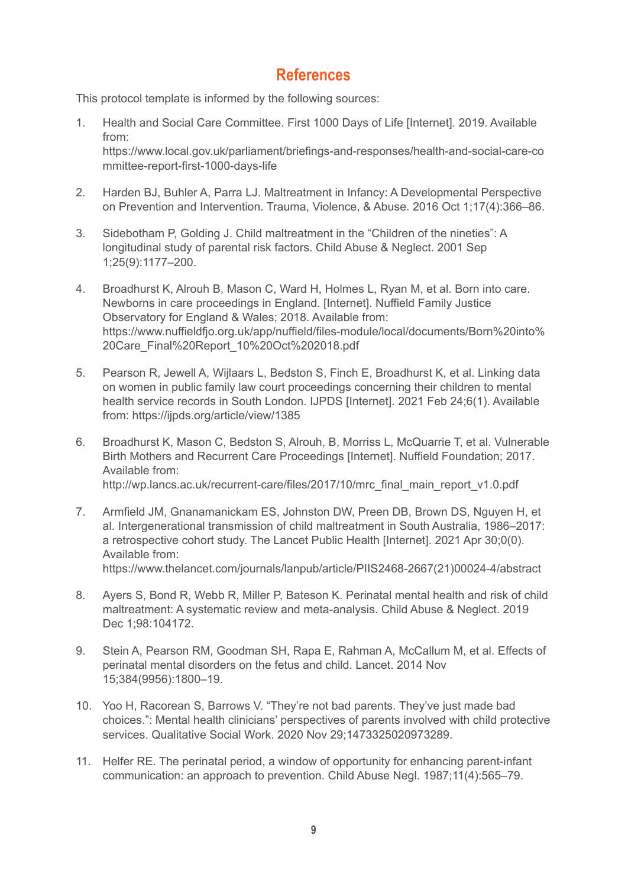## References

This protocol template is informed by the following sources:

1. Health and Social Care Committee. First 1000 Days of Life [Internet]. 2019. Available from: https://www.local.gov.uk/parliament/briefings-and-responses/health-and-social-care-committee-report-first-1000-days-life
2. Harden BJ, Buhler A, Parra LJ. Maltreatment in Infancy: A Developmental Perspective on Prevention and Intervention. Trauma, Violence, & Abuse. 2016 Oct 1;17(4):366–86.
3. Sidebotham P, Golding J. Child maltreatment in the "Children of the nineties": A longitudinal study of parental risk factors. Child Abuse & Neglect. 2001 Sep 1;25(9):1177–200.
4. Broadhurst K, Alrouh B, Mason C, Ward H, Holmes L, Ryan M, et al. Born into care. Newborns in care proceedings in England. [Internet]. Nuffield Family Justice Observatory for England & Wales; 2018. Available from: https://www.nuffieldfjo.org.uk/app/nuffield/files-module/local/documents/Born%20into%20Care_Final%20Report_10%20Oct%202018.pdf
5. Pearson R, Jewell A, Wijlaars L, Bedston S, Finch E, Broadhurst K, et al. Linking data on women in public family law court proceedings concerning their children to mental health service records in South London. IJPDS [Internet]. 2021 Feb 24;6(1). Available from: https://ijpds.org/article/view/1385
6. Broadhurst K, Mason C, Bedston S, Alrouh, B, Morriss L, McQuarrie T, et al. Vulnerable Birth Mothers and Recurrent Care Proceedings [Internet]. Nuffield Foundation; 2017. Available from: http://wp.lancs.ac.uk/recurrent-care/files/2017/10/mrc_final_main_report_v1.0.pdf
7. Armfield JM, Gnanamanickam ES, Johnston DW, Preen DB, Brown DS, Nguyen H, et al. Intergenerational transmission of child maltreatment in South Australia, 1986–2017: a retrospective cohort study. The Lancet Public Health [Internet]. 2021 Apr 30;0(0). Available from: https://www.thelancet.com/journals/lanpub/article/PIIS2468-2667(21)00024-4/abstract
8. Ayers S, Bond R, Webb R, Miller P, Bateson K. Perinatal mental health and risk of child maltreatment: A systematic review and meta-analysis. Child Abuse & Neglect. 2019 Dec 1;98:104172.
9. Stein A, Pearson RM, Goodman SH, Rapa E, Rahman A, McCallum M, et al. Effects of perinatal mental disorders on the fetus and child. Lancet. 2014 Nov 15;384(9956):1800–19.
10. Yoo H, Racorean S, Barrows V. "They're not bad parents. They've just made bad choices.": Mental health clinicians' perspectives of parents involved with child protective services. Qualitative Social Work. 2020 Nov 29;1473325020973289.
11. Helfer RE. The perinatal period, a window of opportunity for enhancing parent-infant communication: an approach to prevention. Child Abuse Negl. 1987;11(4):565–79.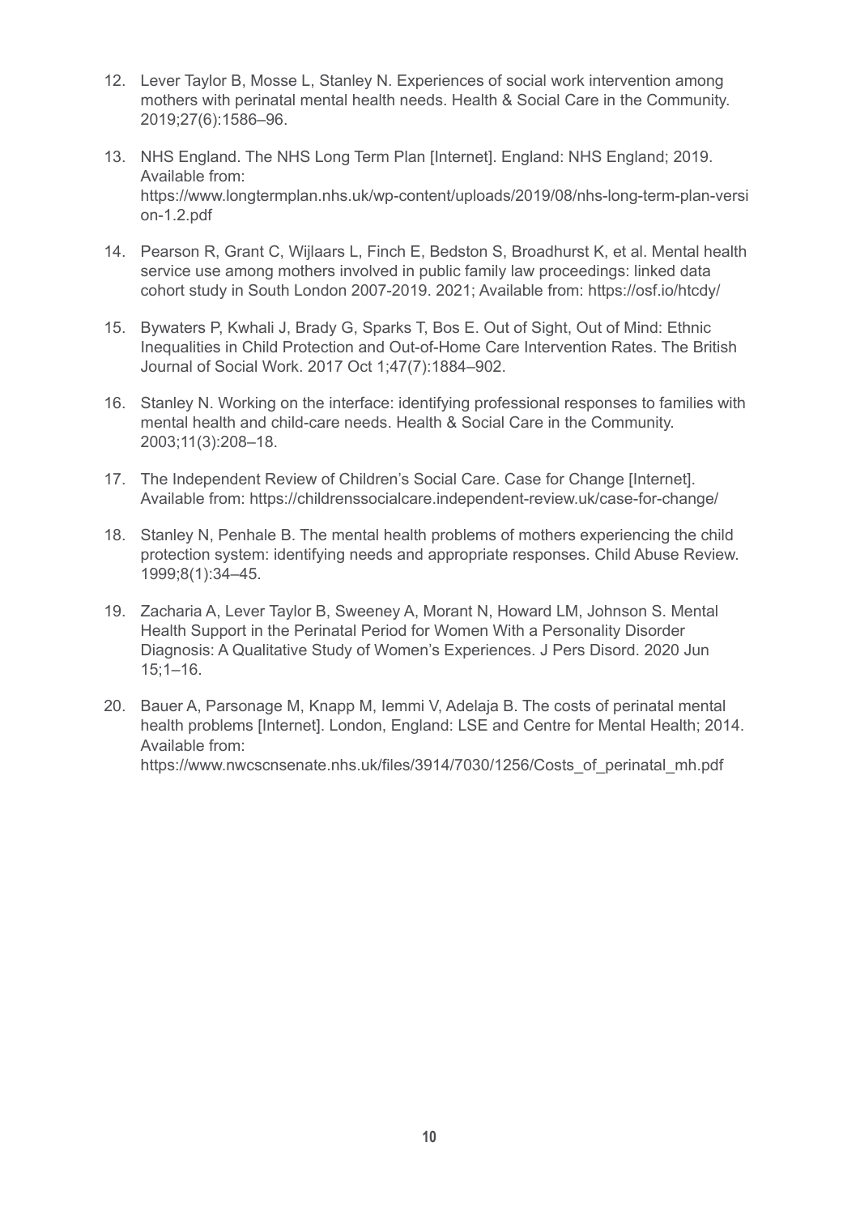12. Lever Taylor B, Mosse L, Stanley N. Experiences of social work intervention among mothers with perinatal mental health needs. Health & Social Care in the Community. 2019;27(6):1586–96.

13. NHS England. The NHS Long Term Plan [Internet]. England: NHS England; 2019. Available from: https://www.longtermplan.nhs.uk/wp-content/uploads/2019/08/nhs-long-term-plan-version-1.2.pdf

14. Pearson R, Grant C, Wijlaars L, Finch E, Bedston S, Broadhurst K, et al. Mental health service use among mothers involved in public family law proceedings: linked data cohort study in South London 2007-2019. 2021; Available from: https://osf.io/htcdy/

15. Bywaters P, Kwhali J, Brady G, Sparks T, Bos E. Out of Sight, Out of Mind: Ethnic Inequalities in Child Protection and Out-of-Home Care Intervention Rates. The British Journal of Social Work. 2017 Oct 1;47(7):1884–902.

16. Stanley N. Working on the interface: identifying professional responses to families with mental health and child-care needs. Health & Social Care in the Community. 2003;11(3):208–18.

17. The Independent Review of Children's Social Care. Case for Change [Internet]. Available from: https://childrenssocialcare.independent-review.uk/case-for-change/

18. Stanley N, Penhale B. The mental health problems of mothers experiencing the child protection system: identifying needs and appropriate responses. Child Abuse Review. 1999;8(1):34–45.

19. Zacharia A, Lever Taylor B, Sweeney A, Morant N, Howard LM, Johnson S. Mental Health Support in the Perinatal Period for Women With a Personality Disorder Diagnosis: A Qualitative Study of Women's Experiences. J Pers Disord. 2020 Jun 15;1–16.

20. Bauer A, Parsonage M, Knapp M, Iemmi V, Adelaja B. The costs of perinatal mental health problems [Internet]. London, England: LSE and Centre for Mental Health; 2014. Available from: https://www.nwcscnsenate.nhs.uk/files/3914/7030/1256/Costs_of_perinatal_mh.pdf